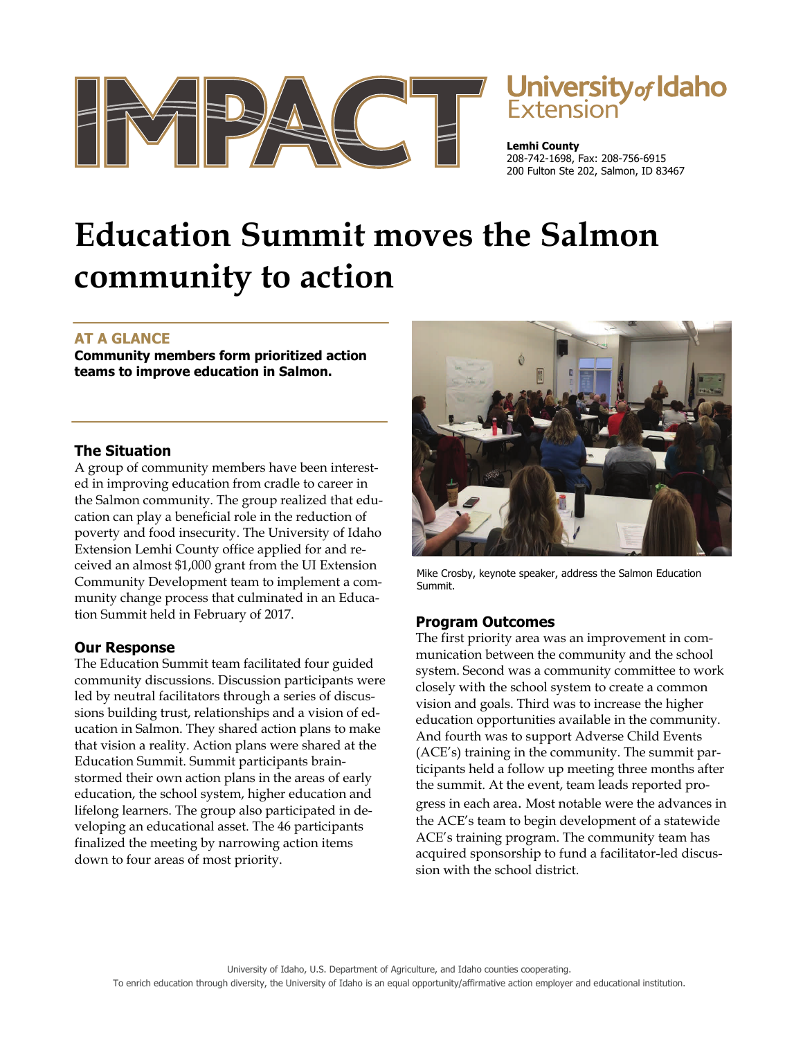IMPACT

University *of* Idaho Extension

**Lemhi County**
208-742-1698, Fax: 208-756-6915
200 Fulton Ste 202, Salmon, ID 83467

# Education Summit moves the Salmon community to action

### AT A GLANCE

**Community members form prioritized action teams to improve education in Salmon.**

### The Situation

A group of community members have been interested in improving education from cradle to career in the Salmon community. The group realized that education can play a beneficial role in the reduction of poverty and food insecurity. The University of Idaho Extension Lemhi County office applied for and received an almost $1,000 grant from the UI Extension Community Development team to implement a community change process that culminated in an Education Summit held in February of 2017.

### Our Response

The Education Summit team facilitated four guided community discussions. Discussion participants were led by neutral facilitators through a series of discussions building trust, relationships and a vision of education in Salmon. They shared action plans to make that vision a reality. Action plans were shared at the Education Summit. Summit participants brainstormed their own action plans in the areas of early education, the school system, higher education and lifelong learners. The group also participated in developing an educational asset. The 46 participants finalized the meeting by narrowing action items down to four areas of most priority.

Mike Crosby, keynote speaker, address the Salmon Education Summit.

### Program Outcomes

The first priority area was an improvement in communication between the community and the school system. Second was a community committee to work closely with the school system to create a common vision and goals. Third was to increase the higher education opportunities available in the community. And fourth was to support Adverse Child Events (ACE's) training in the community. The summit participants held a follow up meeting three months after the summit. At the event, team leads reported progress in each area. Most notable were the advances in the ACE's team to begin development of a statewide ACE's training program. The community team has acquired sponsorship to fund a facilitator-led discussion with the school district.

University of Idaho, U.S. Department of Agriculture, and Idaho counties cooperating.
To enrich education through diversity, the University of Idaho is an equal opportunity/affirmative action employer and educational institution.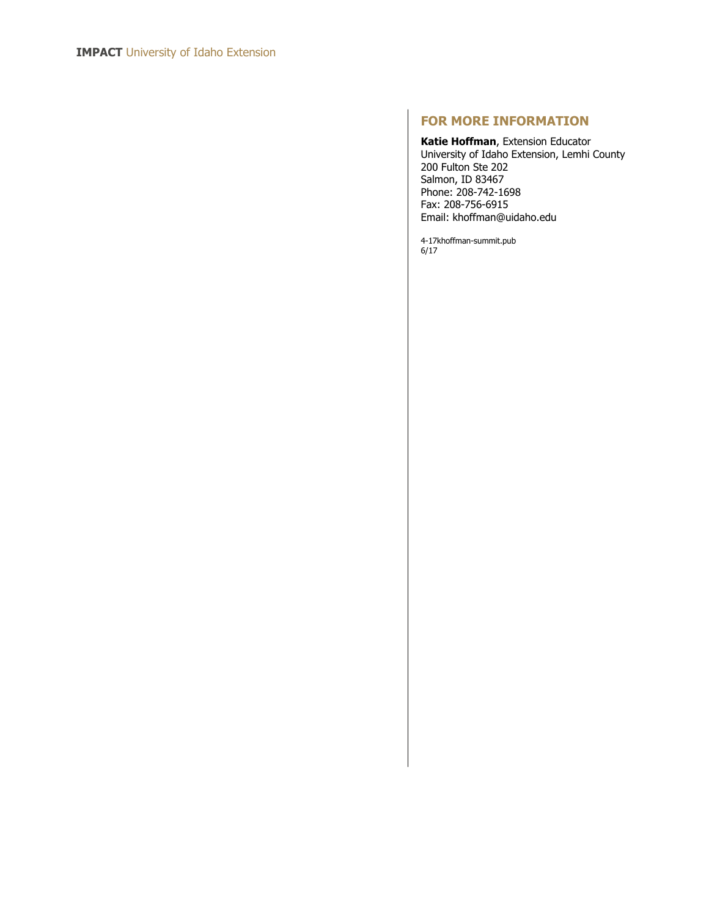## FOR MORE INFORMATION

**Katie Hoffman**, Extension Educator
University of Idaho Extension, Lemhi County
200 Fulton Ste 202
Salmon, ID 83467
Phone: 208-742-1698
Fax: 208-756-6915
Email: khoffman@uidaho.edu

4-17khoffman-summit.pub
6/17